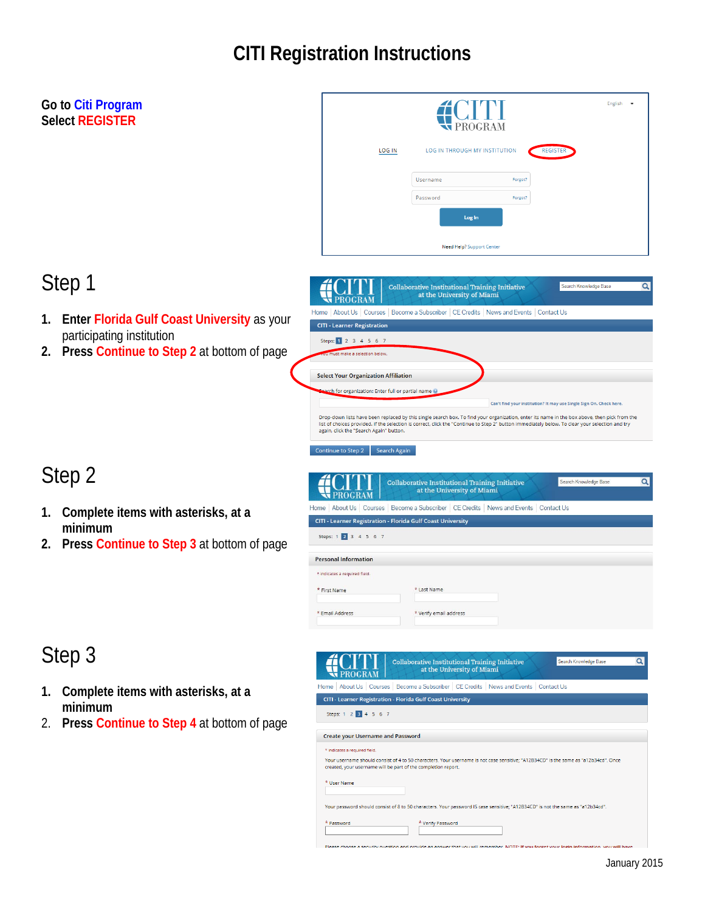# CITI Registration Instructions

**Go to Citi Program**
**Select REGISTER**

## Step 1

1. **Enter Florida Gulf Coast University** as your participating institution
2. **Press Continue to Step 2** at bottom of page

## Step 2

1. **Complete items with asterisks, at a minimum**
2. **Press Continue to Step 3** at bottom of page

## Step 3

1. **Complete items with asterisks, at a minimum**
2. **Press Continue to Step 4** at bottom of page

January 2015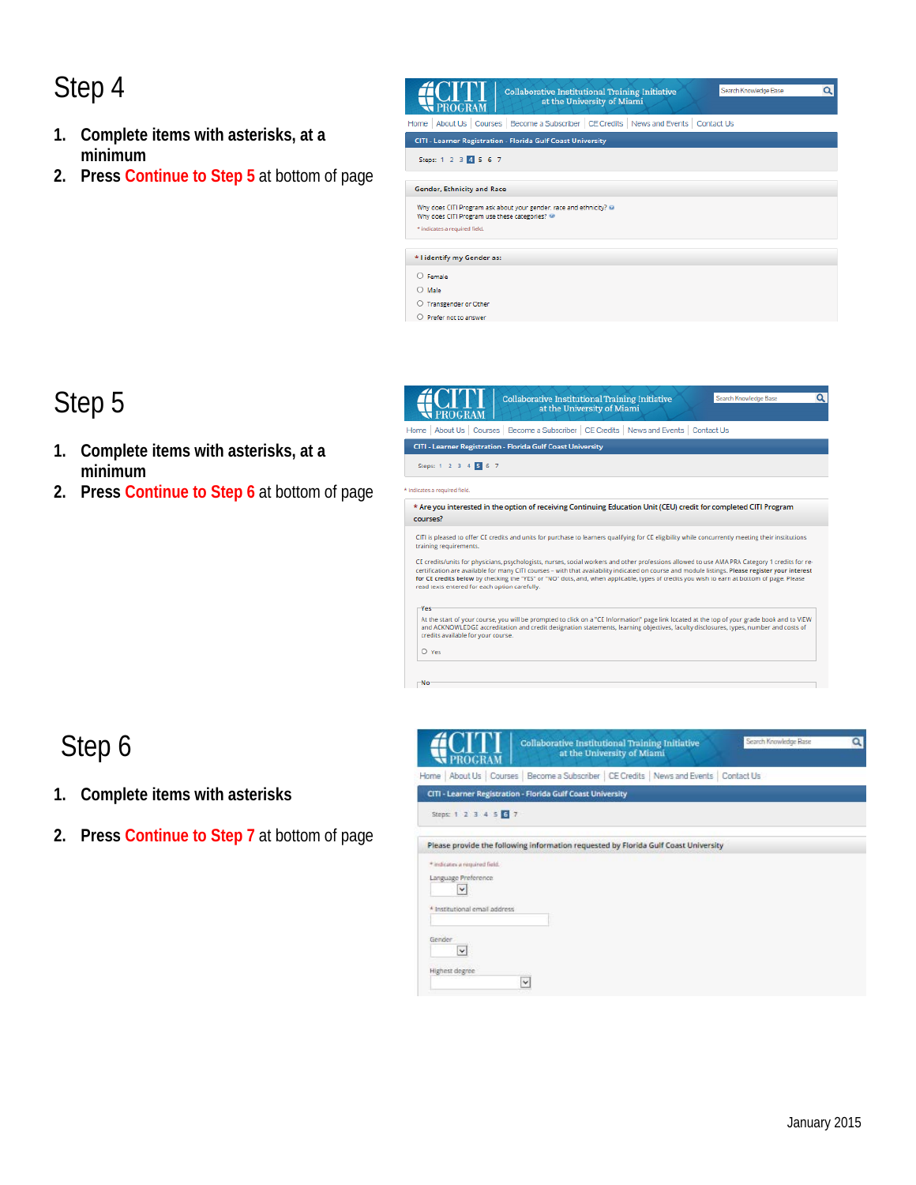# Step 4

1. **Complete items with asterisks, at a minimum**
2. **Press Continue to Step 5** at bottom of page

# Step 5

1. **Complete items with asterisks, at a minimum**
2. **Press Continue to Step 6** at bottom of page

# Step 6

1. **Complete items with asterisks**
2. **Press Continue to Step 7** at bottom of page

January 2015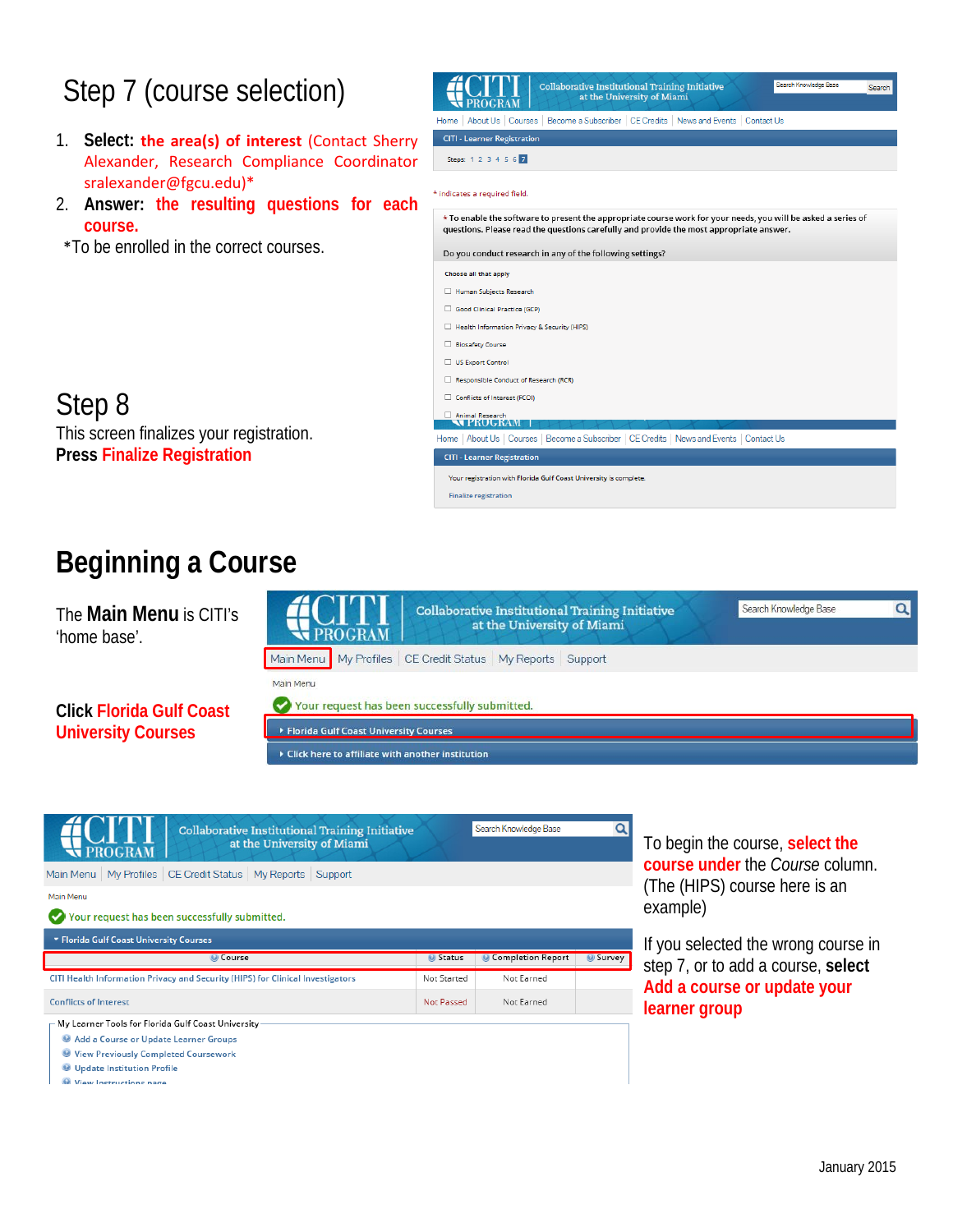# Step 7 (course selection)

1. **Select:** **the area(s) of interest** (Contact Sherry Alexander, Research Compliance Coordinator sralexander@fgcu.edu)*
2. **Answer:** **the resulting questions for each course.**

*To be enrolled in the correct courses.

# Step 8

This screen finalizes your registration.

**Press Finalize Registration**

# Beginning a Course

The **Main Menu** is CITI's 'home base'.

**Click Florida Gulf Coast University Courses**

To begin the course, **select the course under** the *Course* column. (The (HIPS) course here is an example)

If you selected the wrong course in step 7, or to add a course, **select Add a course or update your learner group**

January 2015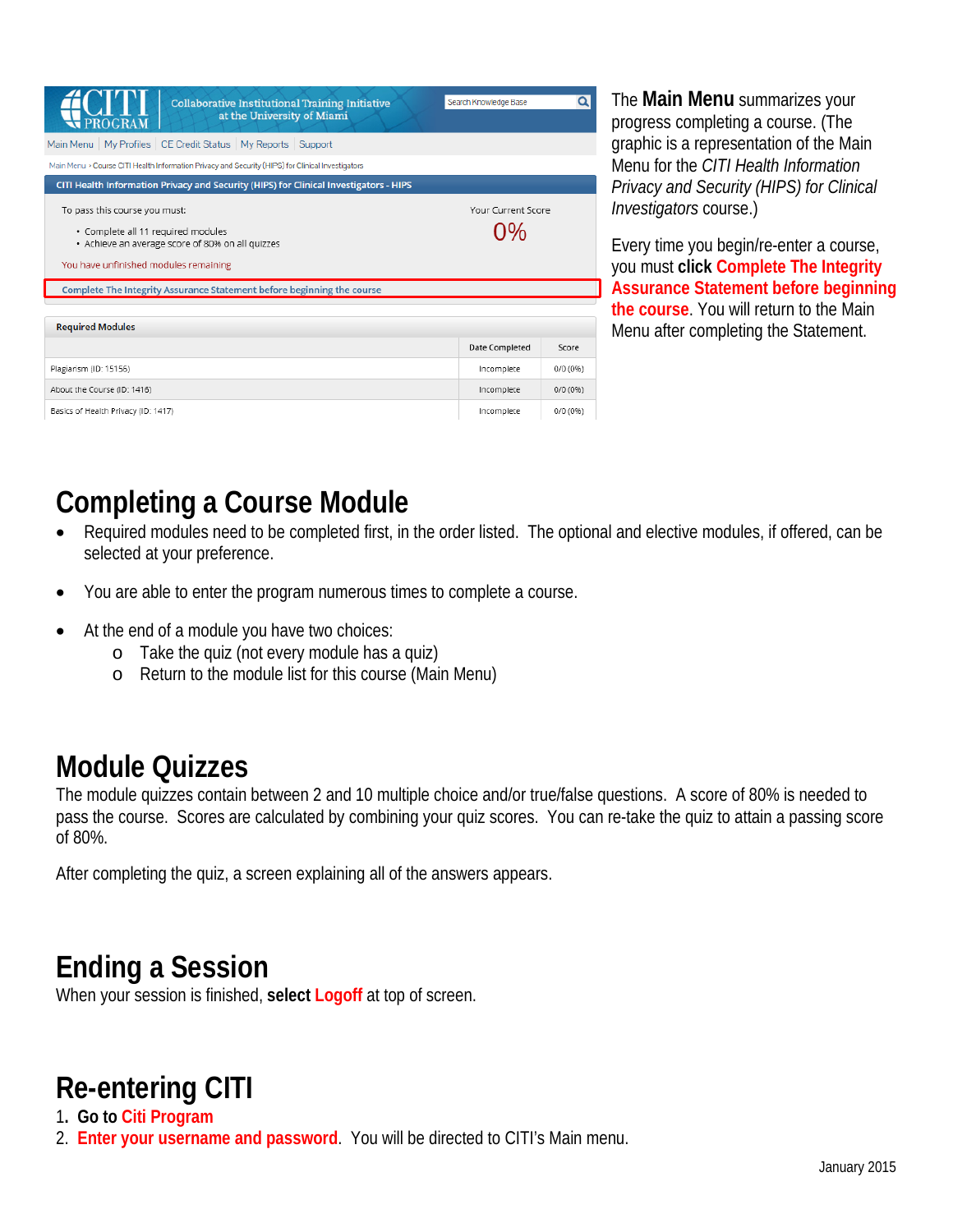CITI PROGRAM — Collaborative Institutional Training Initiative at the University of Miami

Search Knowledge Base

Main Menu | My Profiles | CE Credit Status | My Reports | Support

Main Menu › Course CITI Health Information Privacy and Security (HIPS) for Clinical Investigators

**CITI Health Information Privacy and Security (HIPS) for Clinical Investigators - HIPS**

To pass this course you must:

- Complete all 11 required modules
- Achieve an average score of 80% on all quizzes

Your Current Score

0%

You have unfinished modules remaining

Complete The Integrity Assurance Statement before beginning the course

| Required Modules | Date Completed | Score |
| --- | --- | --- |
| Plagiarism (ID: 15156) | Incomplete | 0/0 (0%) |
| About the Course (ID: 1416) | Incomplete | 0/0 (0%) |
| Basics of Health Privacy (ID: 1417) | Incomplete | 0/0 (0%) |

The **Main Menu** summarizes your progress completing a course. (The graphic is a representation of the Main Menu for the *CITI Health Information Privacy and Security (HIPS) for Clinical Investigators* course.)

Every time you begin/re-enter a course, you must **click Complete The Integrity Assurance Statement before beginning the course**. You will return to the Main Menu after completing the Statement.

# Completing a Course Module

- Required modules need to be completed first, in the order listed. The optional and elective modules, if offered, can be selected at your preference.
- You are able to enter the program numerous times to complete a course.
- At the end of a module you have two choices:
  - Take the quiz (not every module has a quiz)
  - Return to the module list for this course (Main Menu)

# Module Quizzes

The module quizzes contain between 2 and 10 multiple choice and/or true/false questions. A score of 80% is needed to pass the course. Scores are calculated by combining your quiz scores. You can re-take the quiz to attain a passing score of 80%.

After completing the quiz, a screen explaining all of the answers appears.

# Ending a Session

When your session is finished, **select Logoff** at top of screen.

# Re-entering CITI

1. **Go to Citi Program**
2. **Enter your username and password**. You will be directed to CITI's Main menu.